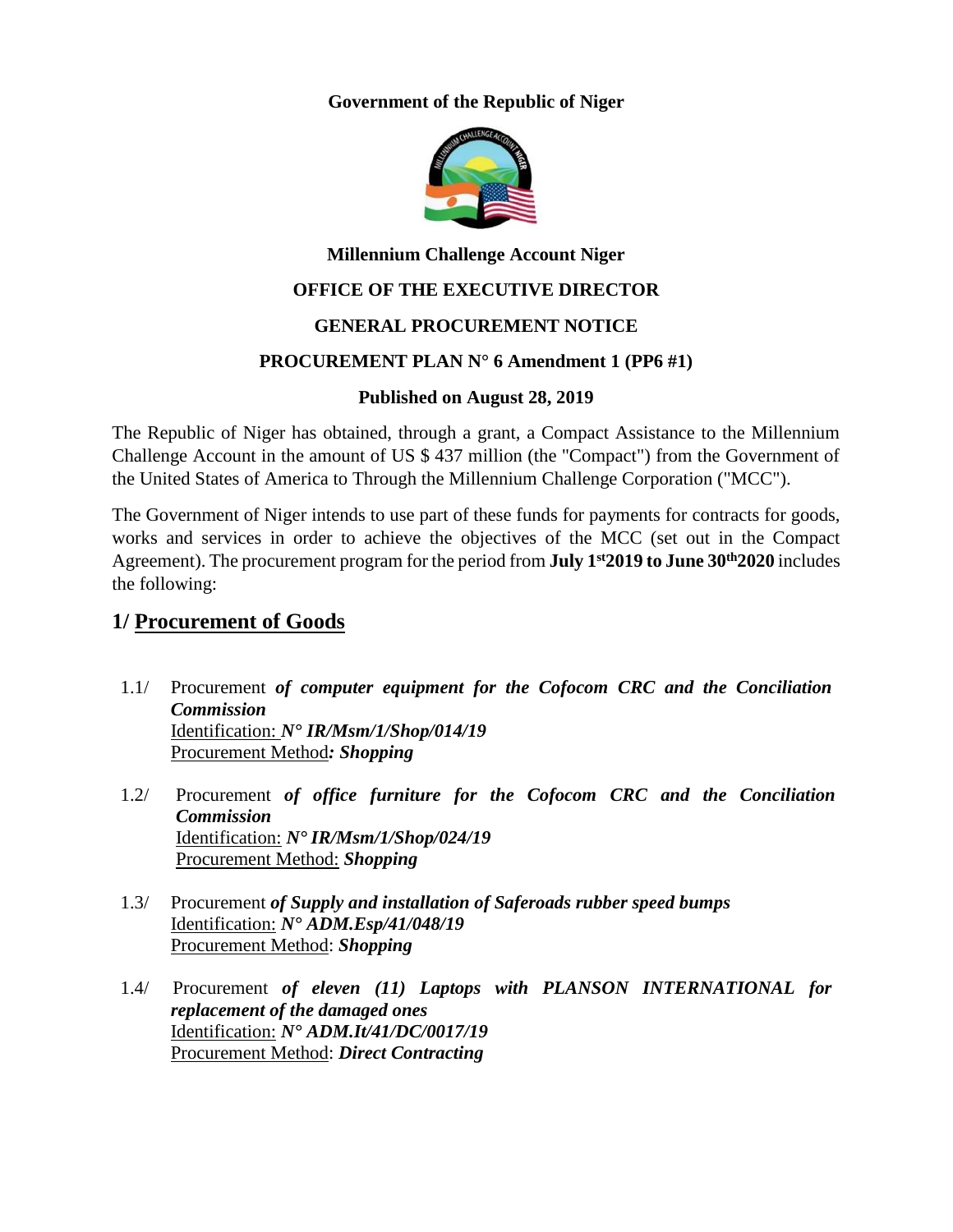**Government of the Republic of Niger**

**Millennium Challenge Account Niger**

**OFFICE OF THE EXECUTIVE DIRECTOR**

**GENERAL PROCUREMENT NOTICE**

**PROCUREMENT PLAN N° 6 Amendment 1 (PP6 #1)**

**Published on August 28, 2019**

The Republic of Niger has obtained, through a grant, a Compact Assistance to the Millennium Challenge Account in the amount of US $ 437 million (the "Compact") from the Government of the United States of America to Through the Millennium Challenge Corporation ("MCC").

The Government of Niger intends to use part of these funds for payments for contracts for goods, works and services in order to achieve the objectives of the MCC (set out in the Compact Agreement). The procurement program for the period from **July 1st 2019 to June 30th 2020** includes the following:

## 1/ Procurement of Goods

1.1/ Procurement ***of computer equipment for the Cofocom CRC and the Conciliation Commission***
Identification: ***N° IR/Msm/1/Shop/014/19***
Procurement Method***: Shopping***

1.2/ Procurement ***of office furniture for the Cofocom CRC and the Conciliation Commission***
Identification: ***N° IR/Msm/1/Shop/024/19***
Procurement Method: ***Shopping***

1.3/ Procurement ***of Supply and installation of Saferoads rubber speed bumps***
Identification: ***N° ADM.Esp/41/048/19***
Procurement Method: ***Shopping***

1.4/ Procurement ***of eleven (11) Laptops with PLANSON INTERNATIONAL for replacement of the damaged ones***
Identification: ***N° ADM.It/41/DC/0017/19***
Procurement Method: ***Direct Contracting***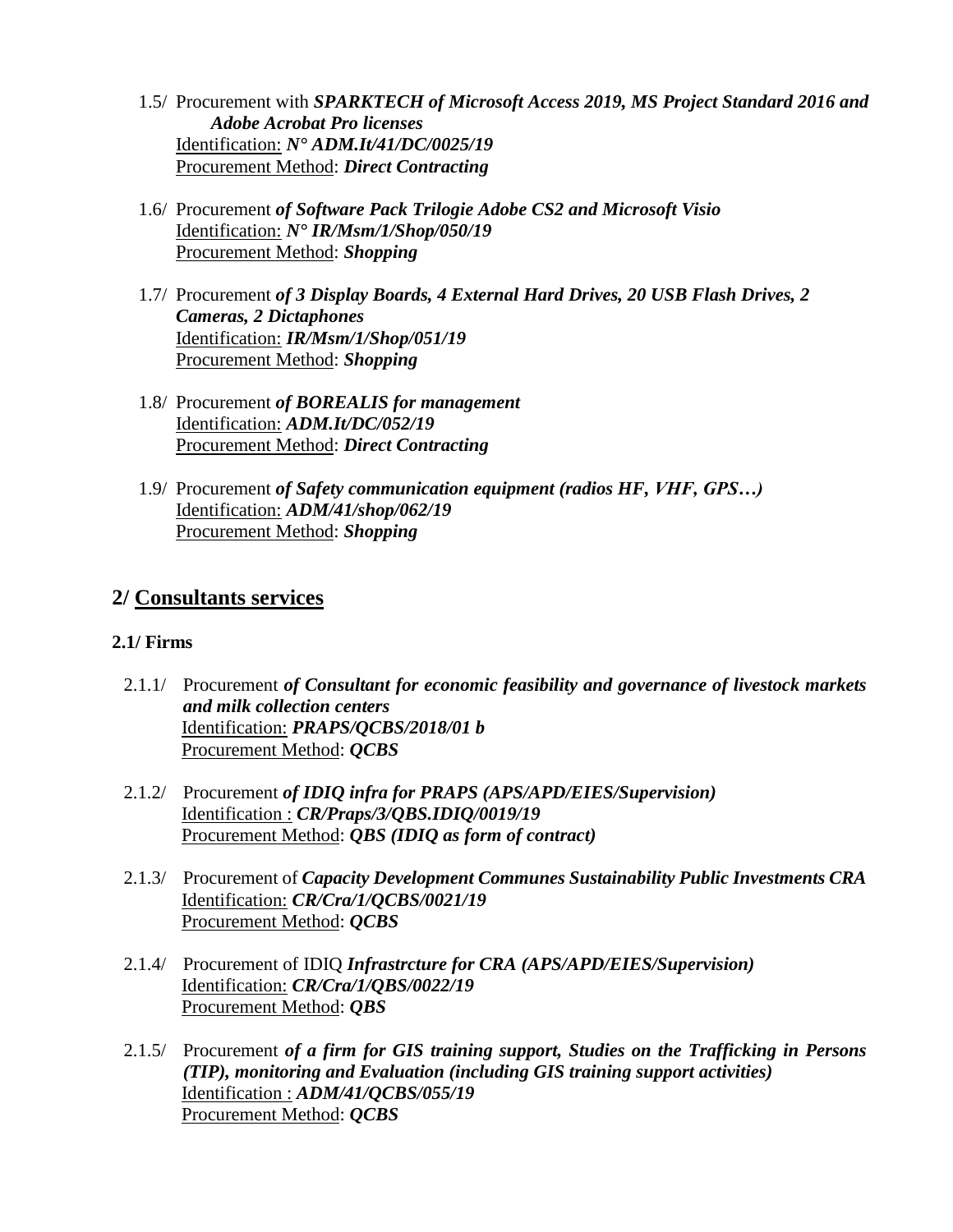1.5/ Procurement with ***SPARKTECH of Microsoft Access 2019, MS Project Standard 2016 and Adobe Acrobat Pro licenses***
Identification: ***N° ADM.It/41/DC/0025/19***
Procurement Method: ***Direct Contracting***

1.6/ Procurement ***of Software Pack Trilogie Adobe CS2 and Microsoft Visio***
Identification: ***N° IR/Msm/1/Shop/050/19***
Procurement Method: ***Shopping***

1.7/ Procurement ***of 3 Display Boards, 4 External Hard Drives, 20 USB Flash Drives, 2 Cameras, 2 Dictaphones***
Identification: ***IR/Msm/1/Shop/051/19***
Procurement Method: ***Shopping***

1.8/ Procurement ***of BOREALIS for management***
Identification: ***ADM.It/DC/052/19***
Procurement Method: ***Direct Contracting***

1.9/ Procurement ***of Safety communication equipment (radios HF, VHF, GPS…)***
Identification: ***ADM/41/shop/062/19***
Procurement Method: ***Shopping***

## 2/ Consultants services

### 2.1/ Firms

2.1.1/ Procurement ***of Consultant for economic feasibility and governance of livestock markets and milk collection centers***
Identification: ***PRAPS/QCBS/2018/01 b***
Procurement Method: ***QCBS***

2.1.2/ Procurement ***of IDIQ infra for PRAPS (APS/APD/EIES/Supervision)***
Identification : ***CR/Praps/3/QBS.IDIQ/0019/19***
Procurement Method: ***QBS (IDIQ as form of contract)***

2.1.3/ Procurement of ***Capacity Development Communes Sustainability Public Investments CRA***
Identification: ***CR/Cra/1/QCBS/0021/19***
Procurement Method: ***QCBS***

2.1.4/ Procurement of IDIQ ***Infrastrcture for CRA (APS/APD/EIES/Supervision)***
Identification: ***CR/Cra/1/QBS/0022/19***
Procurement Method: ***QBS***

2.1.5/ Procurement ***of a firm for GIS training support, Studies on the Trafficking in Persons (TIP), monitoring and Evaluation (including GIS training support activities)***
Identification : ***ADM/41/QCBS/055/19***
Procurement Method: ***QCBS***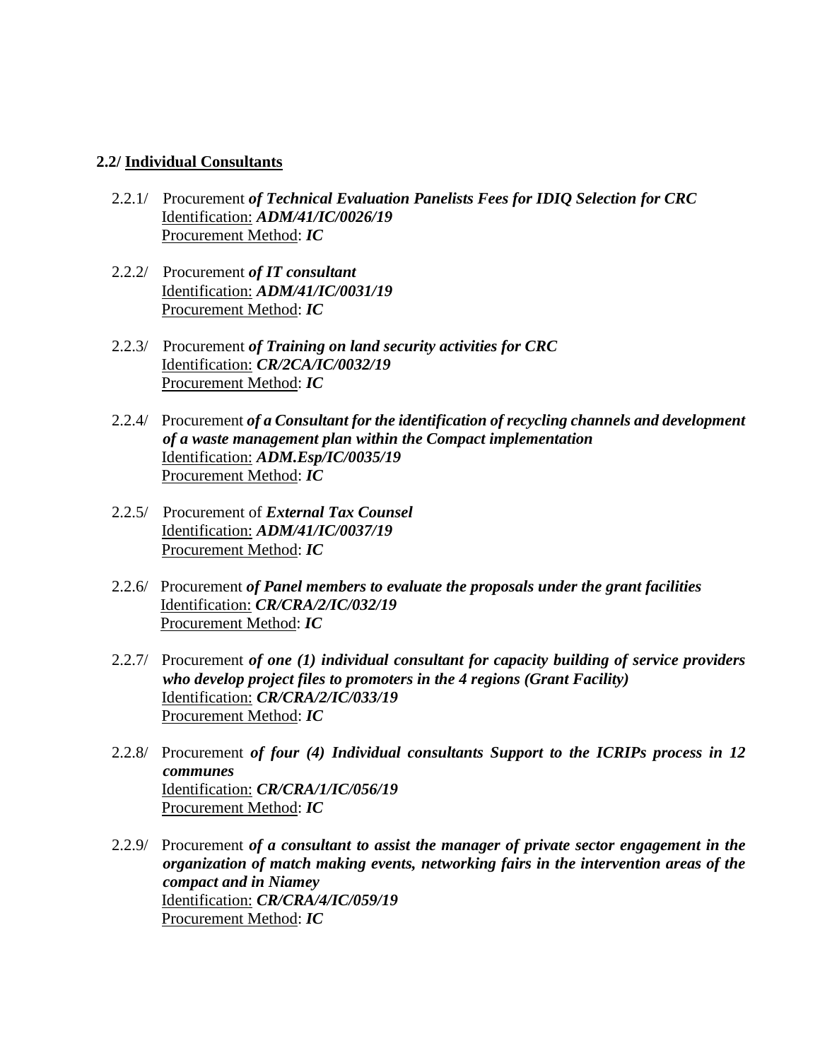**2.2/ <u>Individual Consultants</u>**

2.2.1/ Procurement ***of Technical Evaluation Panelists Fees for IDIQ Selection for CRC***
<u>Identification:</u> ***ADM/41/IC/0026/19***
<u>Procurement Method</u>: ***IC***

2.2.2/ Procurement ***of IT consultant***
<u>Identification:</u> ***ADM/41/IC/0031/19***
<u>Procurement Method</u>: ***IC***

2.2.3/ Procurement ***of Training on land security activities for CRC***
<u>Identification:</u> ***CR/2CA/IC/0032/19***
<u>Procurement Method</u>: ***IC***

2.2.4/ Procurement ***of a Consultant for the identification of recycling channels and development of a waste management plan within the Compact implementation***
<u>Identification:</u> ***ADM.Esp/IC/0035/19***
<u>Procurement Method</u>: ***IC***

2.2.5/ Procurement of ***External Tax Counsel***
<u>Identification:</u> ***ADM/41/IC/0037/19***
<u>Procurement Method</u>: ***IC***

2.2.6/ Procurement ***of Panel members to evaluate the proposals under the grant facilities***
<u>Identification:</u> ***CR/CRA/2/IC/032/19***
<u>Procurement Method</u>: ***IC***

2.2.7/ Procurement ***of one (1) individual consultant for capacity building of service providers who develop project files to promoters in the 4 regions (Grant Facility)***
<u>Identification:</u> ***CR/CRA/2/IC/033/19***
<u>Procurement Method</u>: ***IC***

2.2.8/ Procurement ***of four (4) Individual consultants Support to the ICRIPs process in 12 communes***
<u>Identification:</u> ***CR/CRA/1/IC/056/19***
<u>Procurement Method</u>: ***IC***

2.2.9/ Procurement ***of a consultant to assist the manager of private sector engagement in the organization of match making events, networking fairs in the intervention areas of the compact and in Niamey***
<u>Identification:</u> ***CR/CRA/4/IC/059/19***
<u>Procurement Method</u>: ***IC***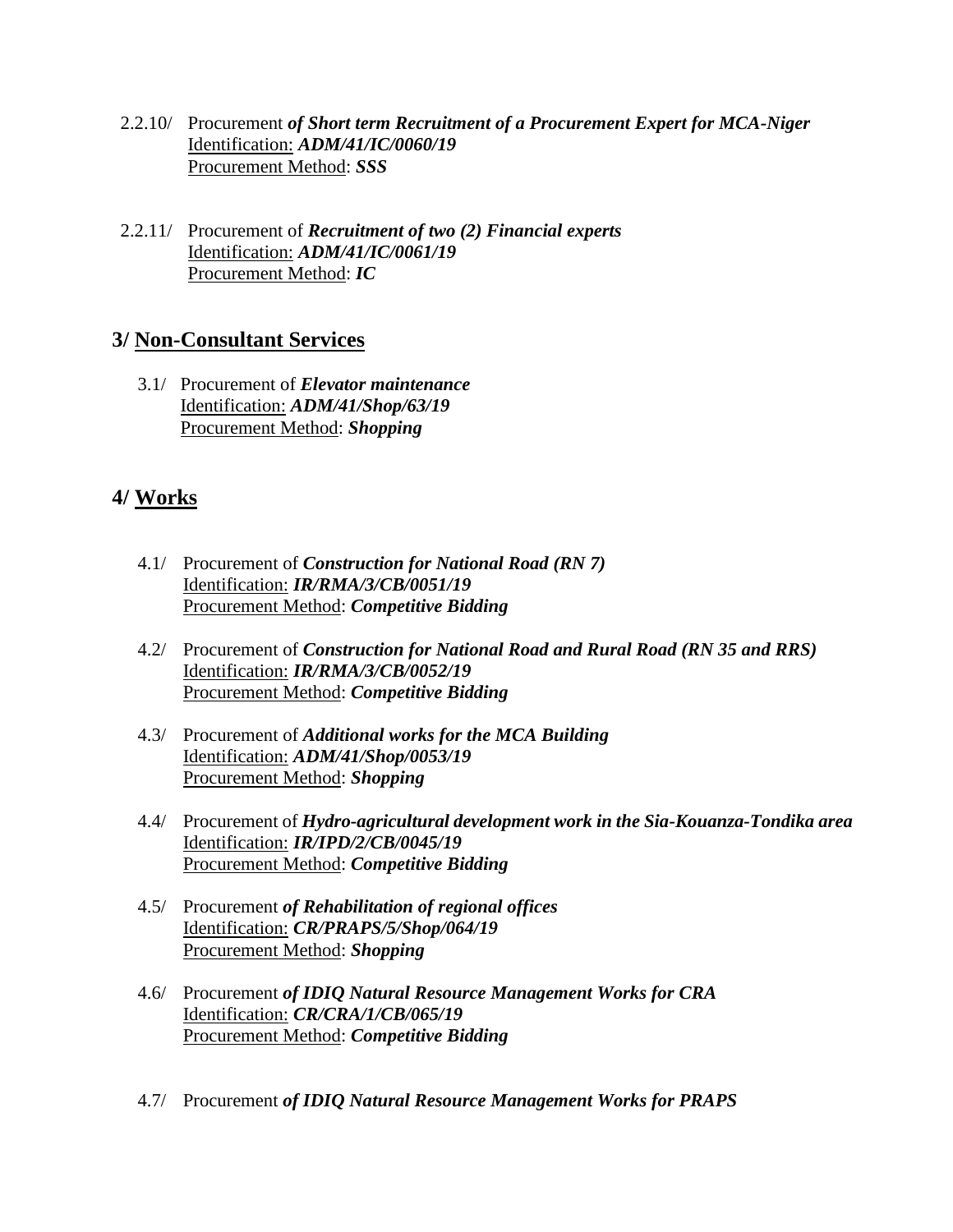2.2.10/ Procurement ***of Short term Recruitment of a Procurement Expert for MCA-Niger***
Identification: ***ADM/41/IC/0060/19***
Procurement Method: ***SSS***

2.2.11/ Procurement of ***Recruitment of two (2) Financial experts***
Identification: ***ADM/41/IC/0061/19***
Procurement Method: ***IC***

## 3/ Non-Consultant Services

3.1/ Procurement of ***Elevator maintenance***
Identification: ***ADM/41/Shop/63/19***
Procurement Method: ***Shopping***

## 4/ Works

4.1/ Procurement of ***Construction for National Road (RN 7)***
Identification: ***IR/RMA/3/CB/0051/19***
Procurement Method: ***Competitive Bidding***

4.2/ Procurement of ***Construction for National Road and Rural Road (RN 35 and RRS)***
Identification: ***IR/RMA/3/CB/0052/19***
Procurement Method: ***Competitive Bidding***

4.3/ Procurement of ***Additional works for the MCA Building***
Identification: ***ADM/41/Shop/0053/19***
Procurement Method: ***Shopping***

4.4/ Procurement of ***Hydro-agricultural development work in the Sia-Kouanza-Tondika area***
Identification: ***IR/IPD/2/CB/0045/19***
Procurement Method: ***Competitive Bidding***

4.5/ Procurement ***of Rehabilitation of regional offices***
Identification: ***CR/PRAPS/5/Shop/064/19***
Procurement Method: ***Shopping***

4.6/ Procurement ***of IDIQ Natural Resource Management Works for CRA***
Identification: ***CR/CRA/1/CB/065/19***
Procurement Method: ***Competitive Bidding***

4.7/ Procurement ***of IDIQ Natural Resource Management Works for PRAPS***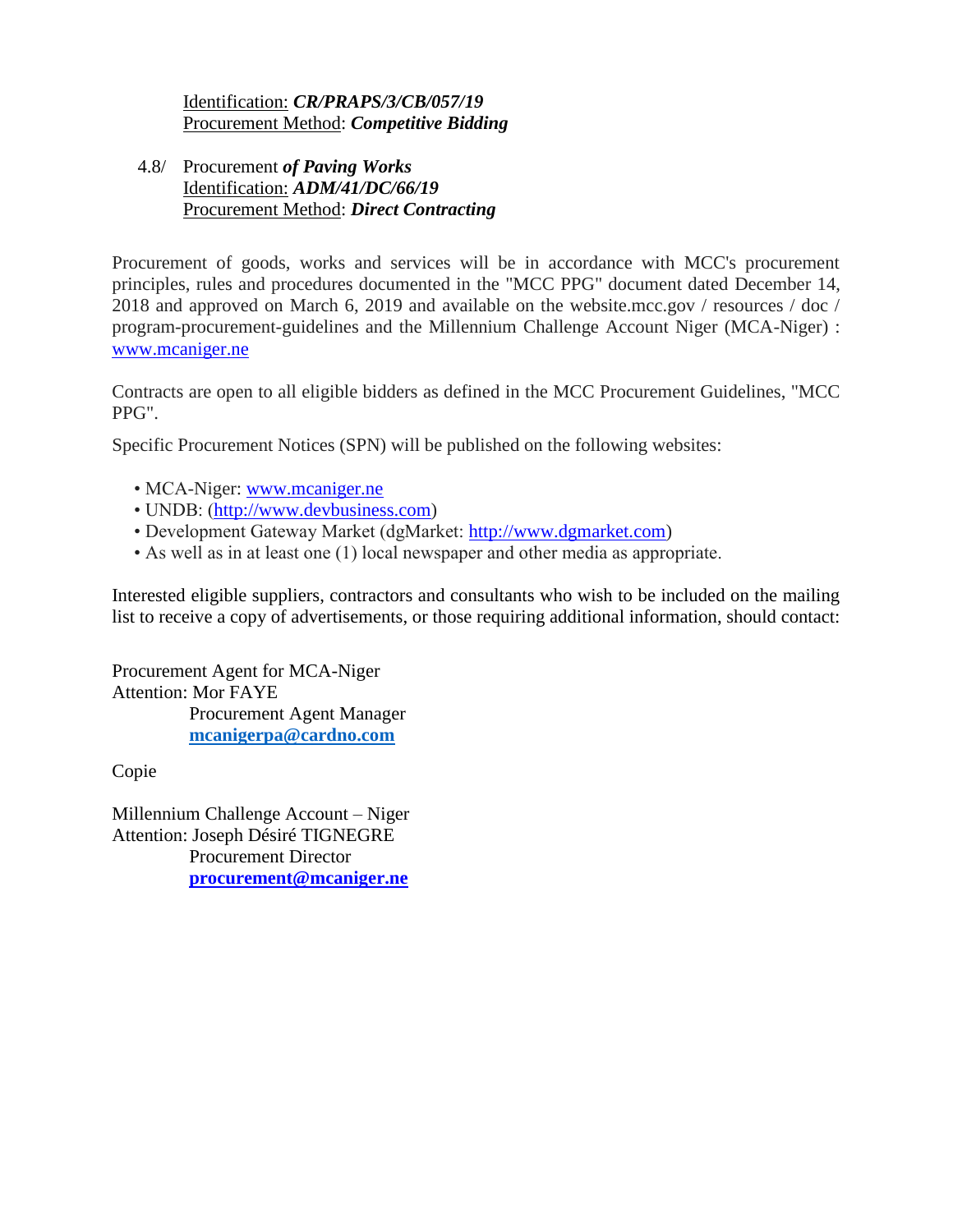Identification: ***CR/PRAPS/3/CB/057/19***
Procurement Method: ***Competitive Bidding***

4.8/ Procurement ***of Paving Works***
Identification: ***ADM/41/DC/66/19***
Procurement Method: ***Direct Contracting***

Procurement of goods, works and services will be in accordance with MCC's procurement principles, rules and procedures documented in the "MCC PPG" document dated December 14, 2018 and approved on March 6, 2019 and available on the website.mcc.gov / resources / doc / program-procurement-guidelines and the Millennium Challenge Account Niger (MCA-Niger) : www.mcaniger.ne

Contracts are open to all eligible bidders as defined in the MCC Procurement Guidelines, "MCC PPG".

Specific Procurement Notices (SPN) will be published on the following websites:

- MCA-Niger: www.mcaniger.ne
- UNDB: (http://www.devbusiness.com)
- Development Gateway Market (dgMarket: http://www.dgmarket.com)
- As well as in at least one (1) local newspaper and other media as appropriate.

Interested eligible suppliers, contractors and consultants who wish to be included on the mailing list to receive a copy of advertisements, or those requiring additional information, should contact:

Procurement Agent for MCA-Niger
Attention: Mor FAYE
Procurement Agent Manager
**mcanigerpa@cardno.com**

Copie

Millennium Challenge Account – Niger
Attention: Joseph Désiré TIGNEGRE
Procurement Director
**procurement@mcaniger.ne**